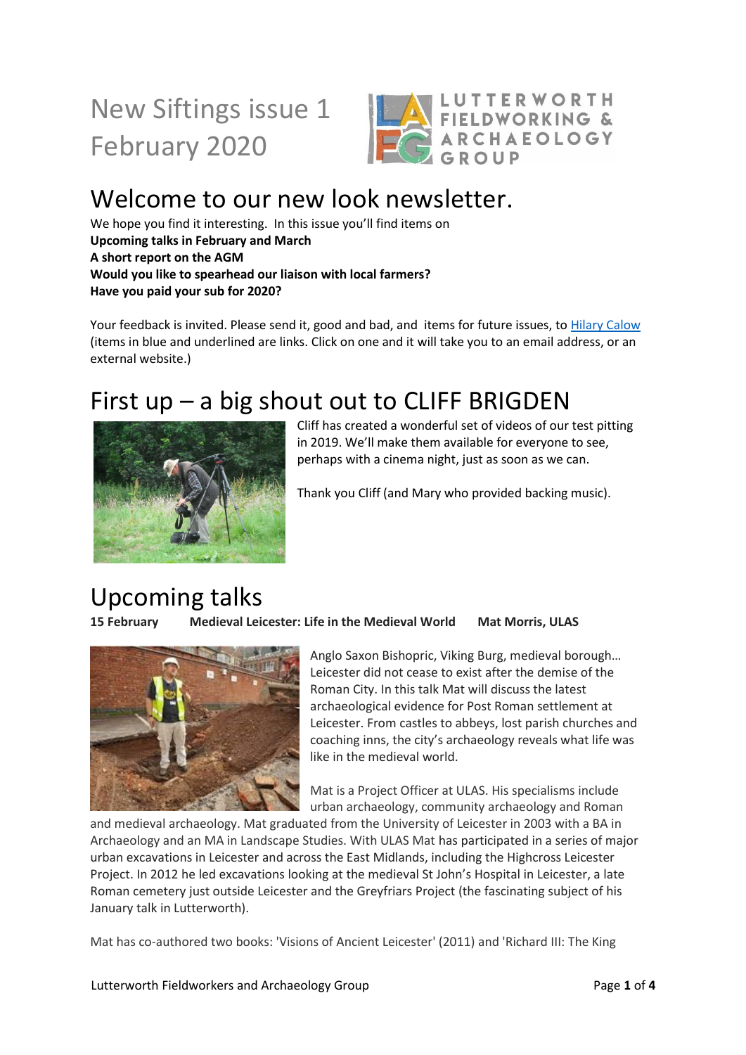# New Siftings issue 1 February 2020

LUTTERWORTH FIELDWORKING & ARCHAEOLOGY GROUP

## Welcome to our new look newsletter.

We hope you find it interesting. In this issue you'll find items on

**Upcoming talks in February and March**
**A short report on the AGM**
**Would you like to spearhead our liaison with local farmers?**
**Have you paid your sub for 2020?**

Your feedback is invited. Please send it, good and bad, and items for future issues, to [Hilary Calow] (items in blue and underlined are links. Click on one and it will take you to an email address, or an external website.)

## First up – a big shout out to CLIFF BRIGDEN

Cliff has created a wonderful set of videos of our test pitting in 2019. We'll make them available for everyone to see, perhaps with a cinema night, just as soon as we can.

Thank you Cliff (and Mary who provided backing music).

## Upcoming talks

**15 February Medieval Leicester: Life in the Medieval World Mat Morris, ULAS**

Anglo Saxon Bishopric, Viking Burg, medieval borough… Leicester did not cease to exist after the demise of the Roman City. In this talk Mat will discuss the latest archaeological evidence for Post Roman settlement at Leicester. From castles to abbeys, lost parish churches and coaching inns, the city's archaeology reveals what life was like in the medieval world.

Mat is a Project Officer at ULAS. His specialisms include urban archaeology, community archaeology and Roman and medieval archaeology. Mat graduated from the University of Leicester in 2003 with a BA in Archaeology and an MA in Landscape Studies. With ULAS Mat has participated in a series of major urban excavations in Leicester and across the East Midlands, including the Highcross Leicester Project. In 2012 he led excavations looking at the medieval St John's Hospital in Leicester, a late Roman cemetery just outside Leicester and the Greyfriars Project (the fascinating subject of his January talk in Lutterworth).

Mat has co-authored two books: 'Visions of Ancient Leicester' (2011) and 'Richard III: The King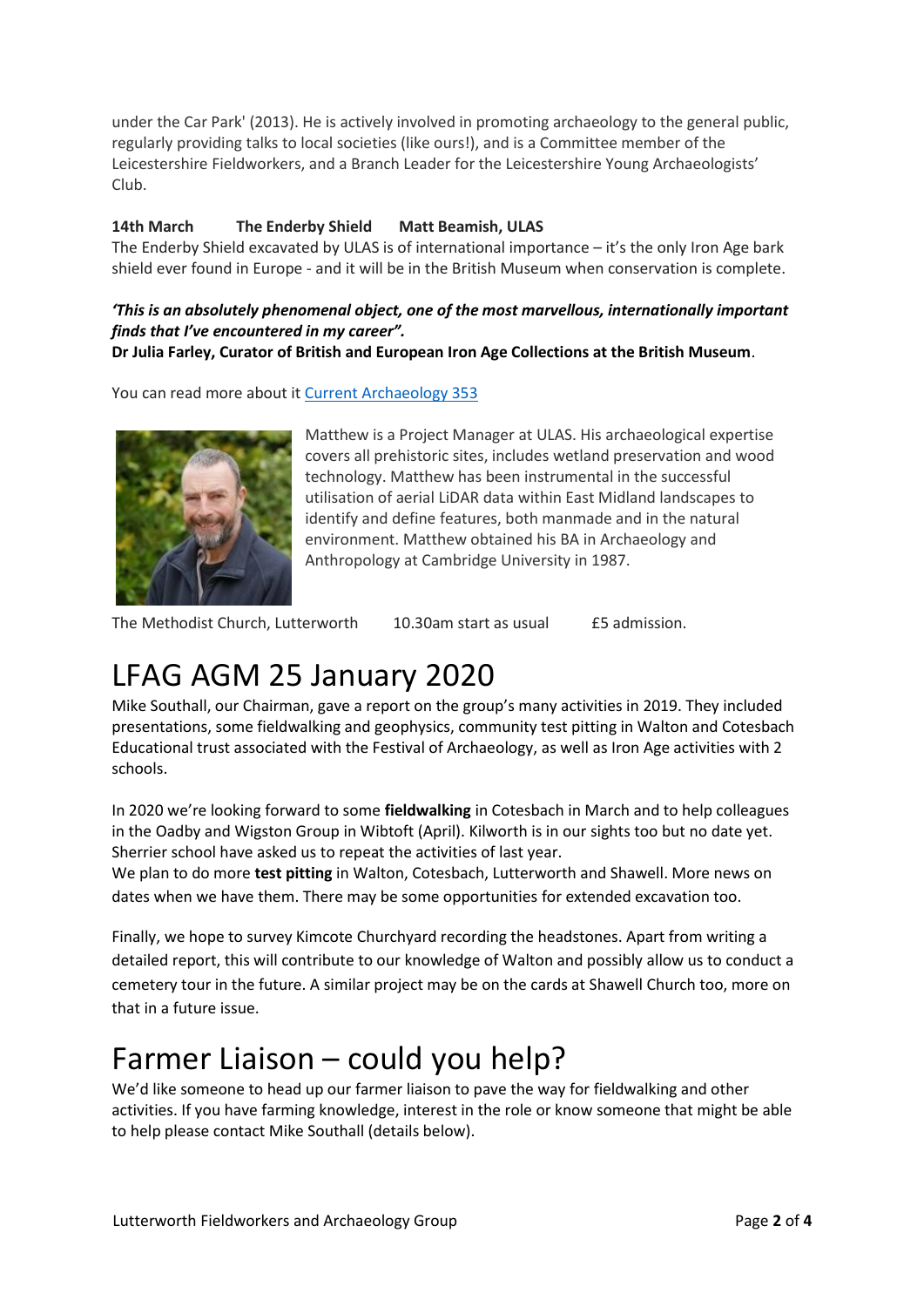under the Car Park' (2013). He is actively involved in promoting archaeology to the general public, regularly providing talks to local societies (like ours!), and is a Committee member of the Leicestershire Fieldworkers, and a Branch Leader for the Leicestershire Young Archaeologists' Club.

**14th March The Enderby Shield Matt Beamish, ULAS**

The Enderby Shield excavated by ULAS is of international importance – it's the only Iron Age bark shield ever found in Europe - and it will be in the British Museum when conservation is complete.

***'This is an absolutely phenomenal object, one of the most marvellous, internationally important finds that I've encountered in my career".***

**Dr Julia Farley, Curator of British and European Iron Age Collections at the British Museum**.

You can read more about it [Current Archaeology 353]

Matthew is a Project Manager at ULAS. His archaeological expertise covers all prehistoric sites, includes wetland preservation and wood technology. Matthew has been instrumental in the successful utilisation of aerial LiDAR data within East Midland landscapes to identify and define features, both manmade and in the natural environment. Matthew obtained his BA in Archaeology and Anthropology at Cambridge University in 1987.

The Methodist Church, Lutterworth 10.30am start as usual £5 admission.

# LFAG AGM 25 January 2020

Mike Southall, our Chairman, gave a report on the group's many activities in 2019. They included presentations, some fieldwalking and geophysics, community test pitting in Walton and Cotesbach Educational trust associated with the Festival of Archaeology, as well as Iron Age activities with 2 schools.

In 2020 we're looking forward to some **fieldwalking** in Cotesbach in March and to help colleagues in the Oadby and Wigston Group in Wibtoft (April). Kilworth is in our sights too but no date yet. Sherrier school have asked us to repeat the activities of last year.

We plan to do more **test pitting** in Walton, Cotesbach, Lutterworth and Shawell. More news on dates when we have them. There may be some opportunities for extended excavation too.

Finally, we hope to survey Kimcote Churchyard recording the headstones. Apart from writing a detailed report, this will contribute to our knowledge of Walton and possibly allow us to conduct a cemetery tour in the future. A similar project may be on the cards at Shawell Church too, more on that in a future issue.

# Farmer Liaison – could you help?

We'd like someone to head up our farmer liaison to pave the way for fieldwalking and other activities. If you have farming knowledge, interest in the role or know someone that might be able to help please contact Mike Southall (details below).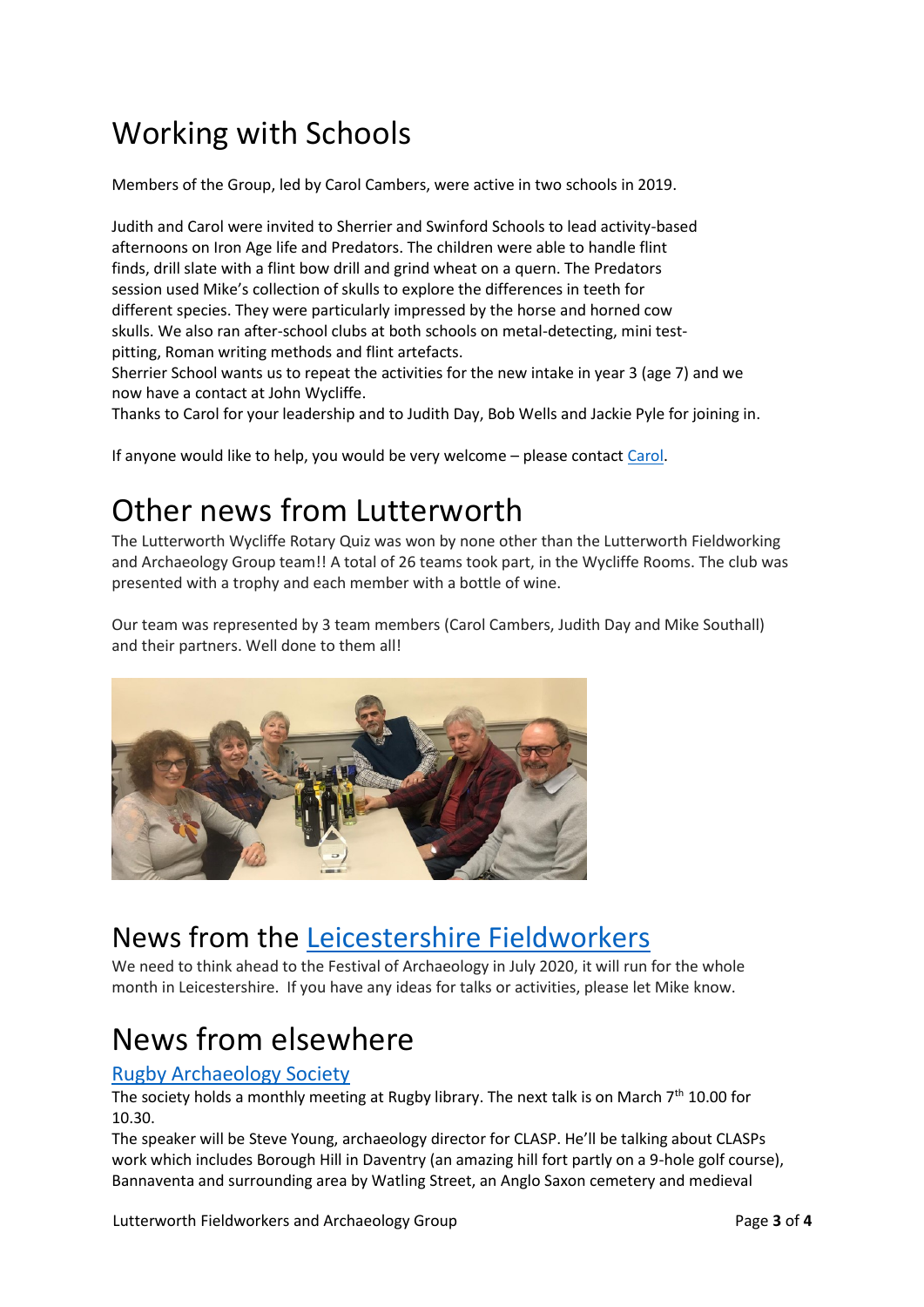# Working with Schools

Members of the Group, led by Carol Cambers, were active in two schools in 2019.

Judith and Carol were invited to Sherrier and Swinford Schools to lead activity-based afternoons on Iron Age life and Predators. The children were able to handle flint finds, drill slate with a flint bow drill and grind wheat on a quern. The Predators session used Mike's collection of skulls to explore the differences in teeth for different species. They were particularly impressed by the horse and horned cow skulls. We also ran after-school clubs at both schools on metal-detecting, mini test-pitting, Roman writing methods and flint artefacts.
Sherrier School wants us to repeat the activities for the new intake in year 3 (age 7) and we now have a contact at John Wycliffe.
Thanks to Carol for your leadership and to Judith Day, Bob Wells and Jackie Pyle for joining in.

If anyone would like to help, you would be very welcome – please contact [Carol](#).

# Other news from Lutterworth

The Lutterworth Wycliffe Rotary Quiz was won by none other than the Lutterworth Fieldworking and Archaeology Group team!! A total of 26 teams took part, in the Wycliffe Rooms. The club was presented with a trophy and each member with a bottle of wine.

Our team was represented by 3 team members (Carol Cambers, Judith Day and Mike Southall) and their partners. Well done to them all!

# News from the [Leicestershire Fieldworkers](#)

We need to think ahead to the Festival of Archaeology in July 2020, it will run for the whole month in Leicestershire. If you have any ideas for talks or activities, please let Mike know.

# News from elsewhere

## [Rugby Archaeology Society](#)

The society holds a monthly meeting at Rugby library. The next talk is on March 7th 10.00 for 10.30.
The speaker will be Steve Young, archaeology director for CLASP. He'll be talking about CLASPs work which includes Borough Hill in Daventry (an amazing hill fort partly on a 9-hole golf course), Bannaventa and surrounding area by Watling Street, an Anglo Saxon cemetery and medieval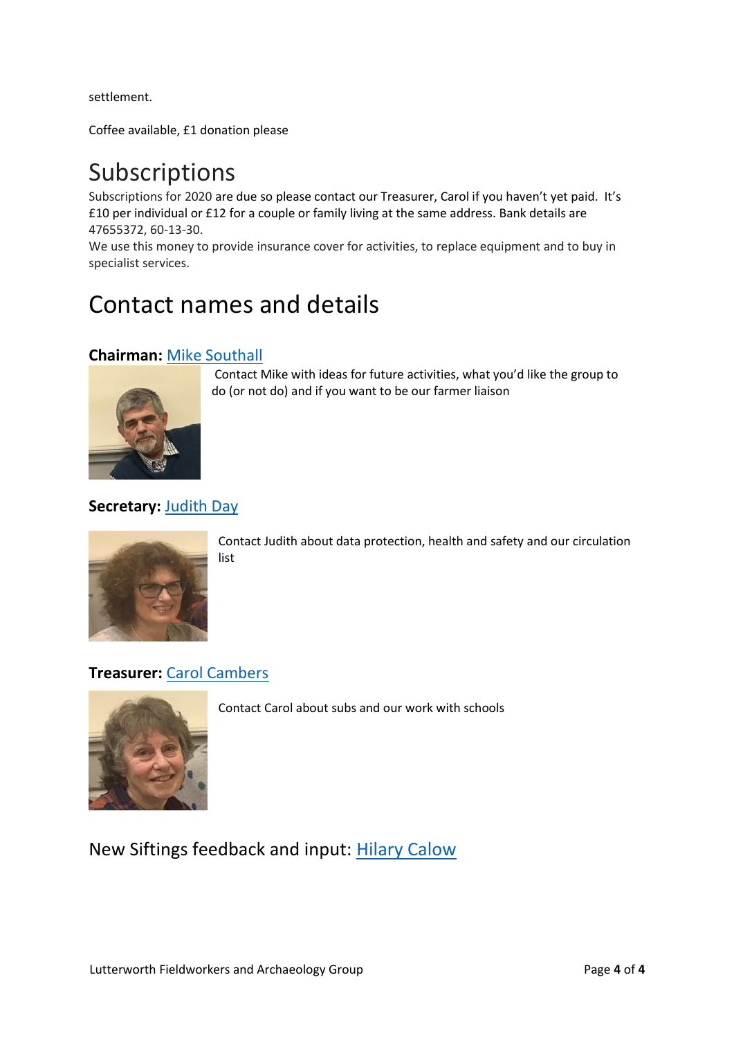settlement.

Coffee available, £1 donation please

# Subscriptions

Subscriptions for 2020 are due so please contact our Treasurer, Carol if you haven't yet paid. It's £10 per individual or £12 for a couple or family living at the same address. Bank details are 47655372, 60-13-30.

We use this money to provide insurance cover for activities, to replace equipment and to buy in specialist services.

# Contact names and details

**Chairman:** Mike Southall

Contact Mike with ideas for future activities, what you'd like the group to do (or not do) and if you want to be our farmer liaison

**Secretary:** Judith Day

Contact Judith about data protection, health and safety and our circulation list

**Treasurer:** Carol Cambers

Contact Carol about subs and our work with schools

## New Siftings feedback and input: Hilary Calow